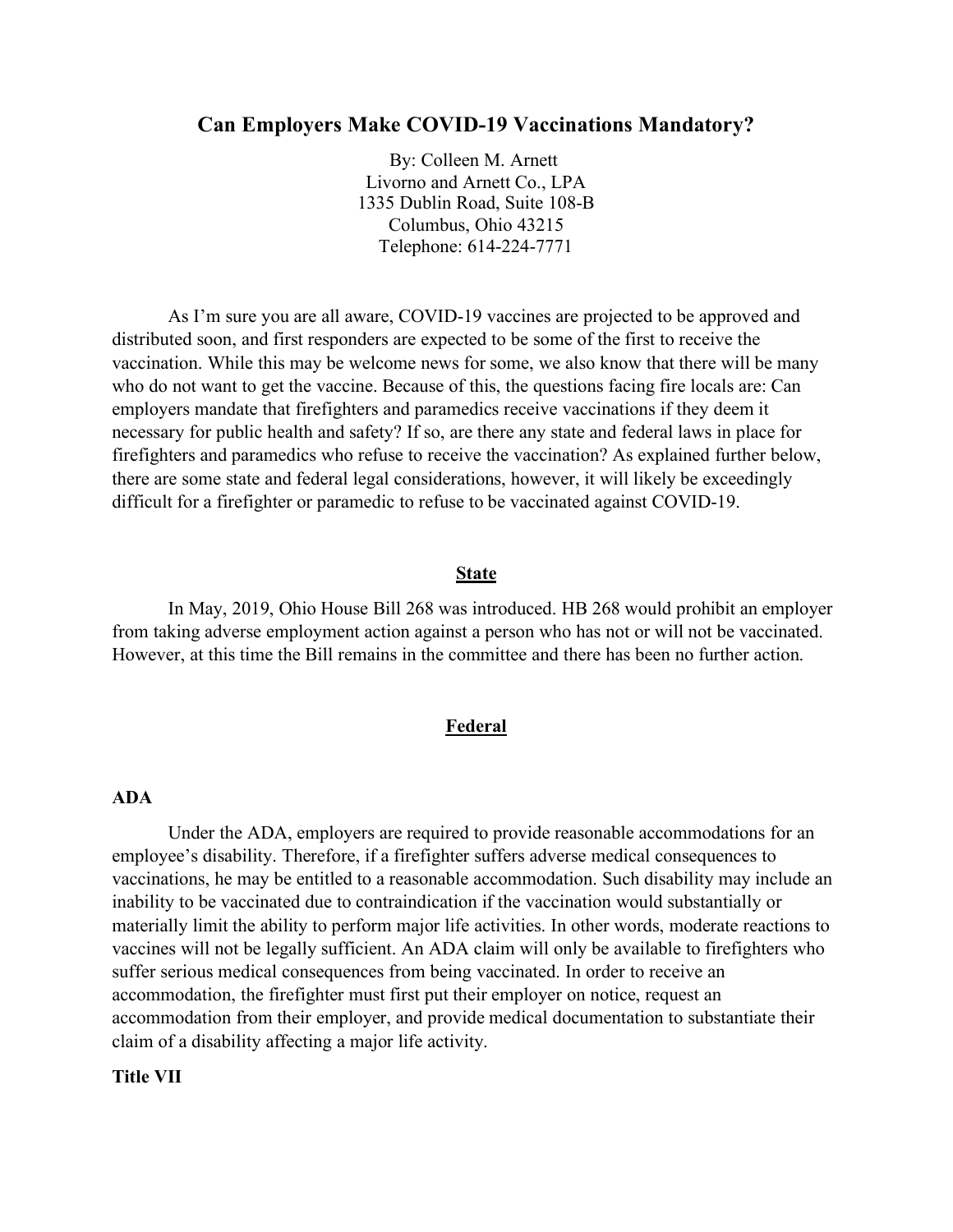# Can Employers Make COVID-19 Vaccinations Mandatory?

By: Colleen M. Arnett
Livorno and Arnett Co., LPA
1335 Dublin Road, Suite 108-B
Columbus, Ohio 43215
Telephone: 614-224-7771

As I'm sure you are all aware, COVID-19 vaccines are projected to be approved and distributed soon, and first responders are expected to be some of the first to receive the vaccination. While this may be welcome news for some, we also know that there will be many who do not want to get the vaccine. Because of this, the questions facing fire locals are: Can employers mandate that firefighters and paramedics receive vaccinations if they deem it necessary for public health and safety? If so, are there any state and federal laws in place for firefighters and paramedics who refuse to receive the vaccination? As explained further below, there are some state and federal legal considerations, however, it will likely be exceedingly difficult for a firefighter or paramedic to refuse to be vaccinated against COVID-19.

## State

In May, 2019, Ohio House Bill 268 was introduced. HB 268 would prohibit an employer from taking adverse employment action against a person who has not or will not be vaccinated. However, at this time the Bill remains in the committee and there has been no further action.

## Federal

### ADA

Under the ADA, employers are required to provide reasonable accommodations for an employee's disability. Therefore, if a firefighter suffers adverse medical consequences to vaccinations, he may be entitled to a reasonable accommodation. Such disability may include an inability to be vaccinated due to contraindication if the vaccination would substantially or materially limit the ability to perform major life activities. In other words, moderate reactions to vaccines will not be legally sufficient. An ADA claim will only be available to firefighters who suffer serious medical consequences from being vaccinated. In order to receive an accommodation, the firefighter must first put their employer on notice, request an accommodation from their employer, and provide medical documentation to substantiate their claim of a disability affecting a major life activity.

### Title VII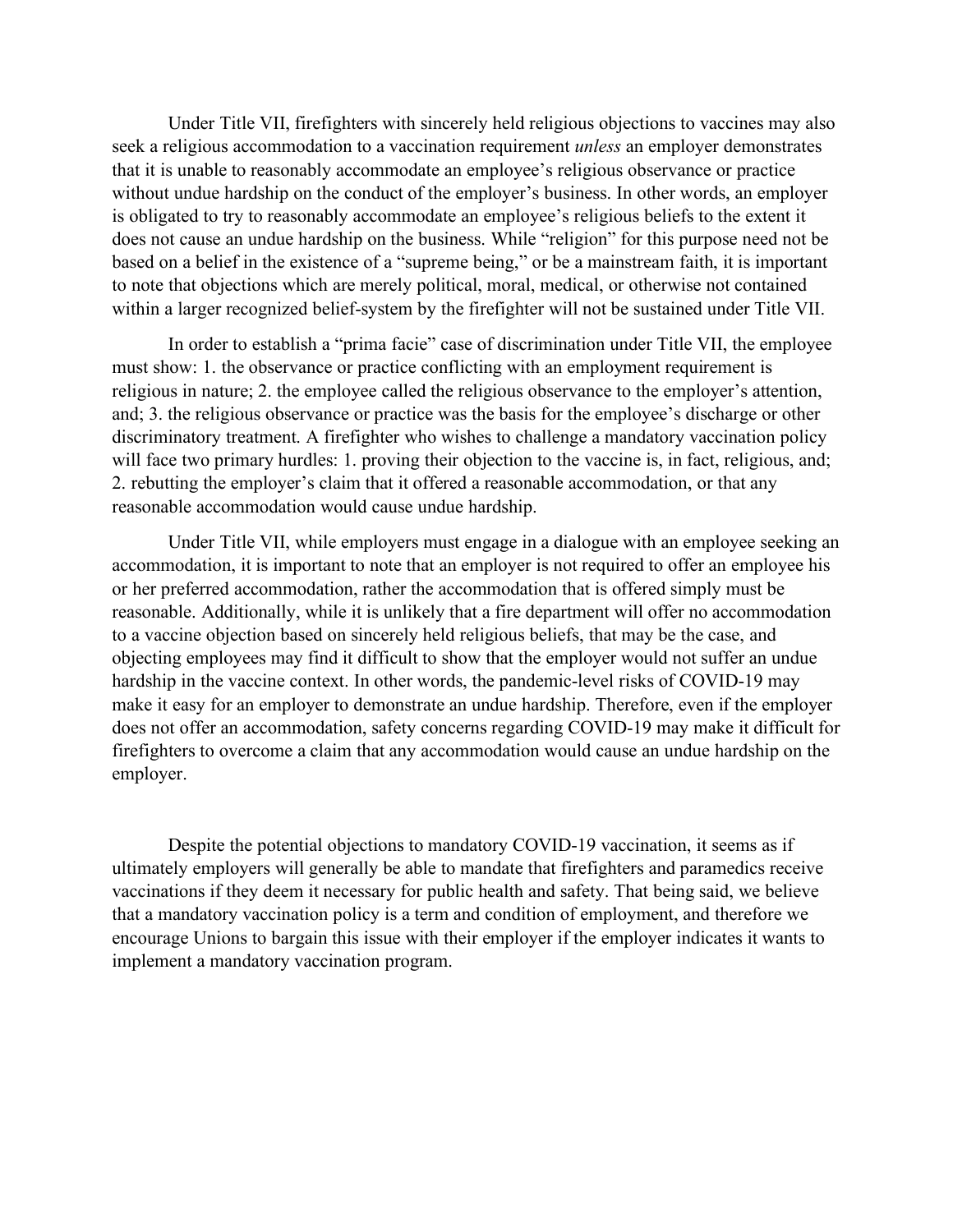Under Title VII, firefighters with sincerely held religious objections to vaccines may also seek a religious accommodation to a vaccination requirement *unless* an employer demonstrates that it is unable to reasonably accommodate an employee's religious observance or practice without undue hardship on the conduct of the employer's business. In other words, an employer is obligated to try to reasonably accommodate an employee's religious beliefs to the extent it does not cause an undue hardship on the business. While "religion" for this purpose need not be based on a belief in the existence of a "supreme being," or be a mainstream faith, it is important to note that objections which are merely political, moral, medical, or otherwise not contained within a larger recognized belief-system by the firefighter will not be sustained under Title VII.

In order to establish a "prima facie" case of discrimination under Title VII, the employee must show: 1. the observance or practice conflicting with an employment requirement is religious in nature; 2. the employee called the religious observance to the employer's attention, and; 3. the religious observance or practice was the basis for the employee's discharge or other discriminatory treatment. A firefighter who wishes to challenge a mandatory vaccination policy will face two primary hurdles: 1. proving their objection to the vaccine is, in fact, religious, and; 2. rebutting the employer's claim that it offered a reasonable accommodation, or that any reasonable accommodation would cause undue hardship.

Under Title VII, while employers must engage in a dialogue with an employee seeking an accommodation, it is important to note that an employer is not required to offer an employee his or her preferred accommodation, rather the accommodation that is offered simply must be reasonable. Additionally, while it is unlikely that a fire department will offer no accommodation to a vaccine objection based on sincerely held religious beliefs, that may be the case, and objecting employees may find it difficult to show that the employer would not suffer an undue hardship in the vaccine context. In other words, the pandemic-level risks of COVID-19 may make it easy for an employer to demonstrate an undue hardship. Therefore, even if the employer does not offer an accommodation, safety concerns regarding COVID-19 may make it difficult for firefighters to overcome a claim that any accommodation would cause an undue hardship on the employer.

Despite the potential objections to mandatory COVID-19 vaccination, it seems as if ultimately employers will generally be able to mandate that firefighters and paramedics receive vaccinations if they deem it necessary for public health and safety. That being said, we believe that a mandatory vaccination policy is a term and condition of employment, and therefore we encourage Unions to bargain this issue with their employer if the employer indicates it wants to implement a mandatory vaccination program.